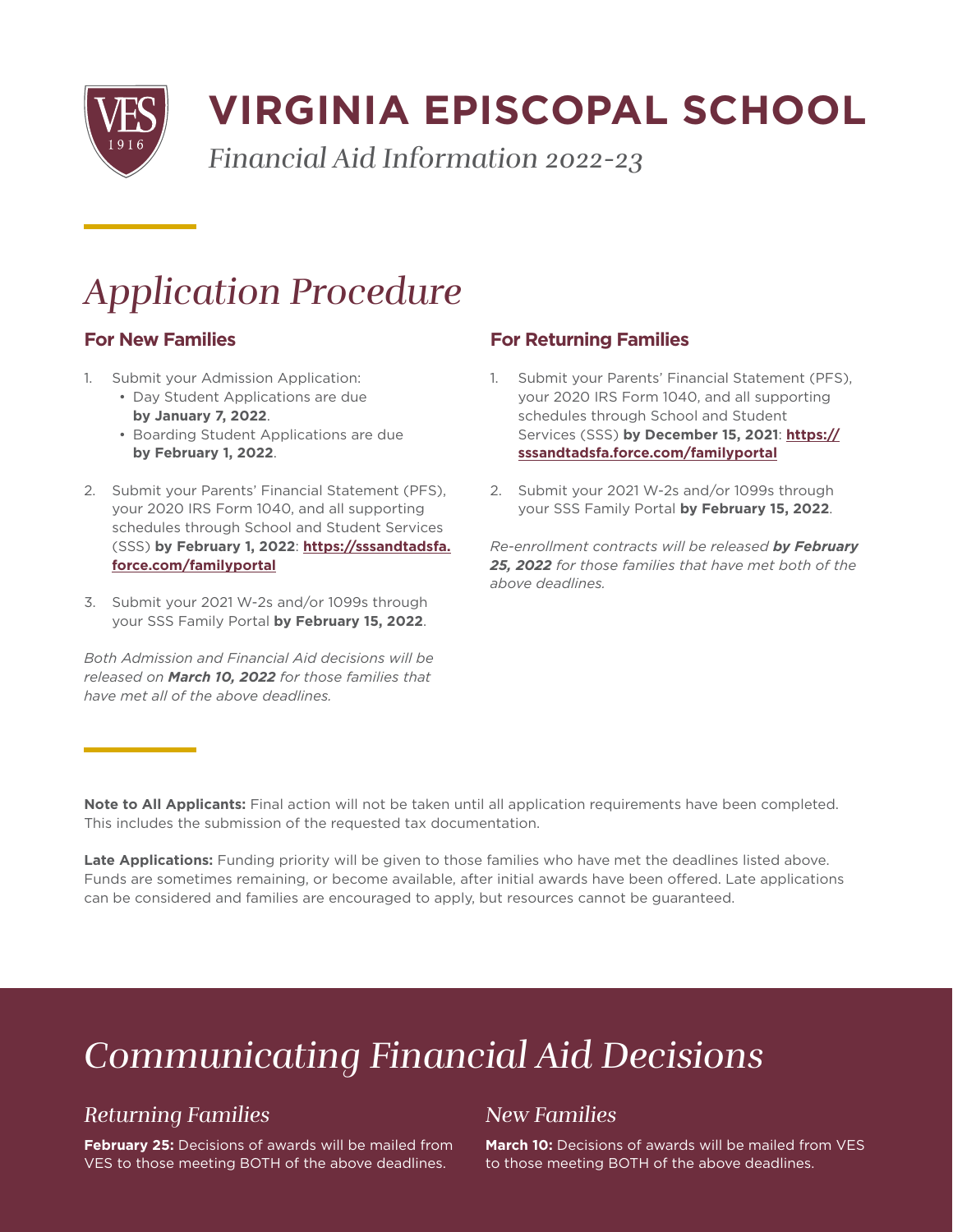# VIRGINIA EPISCOPAL SCHOOL

*Financial Aid Information 2022-23*

## *Application Procedure*

### For New Families

1. Submit your Admission Application:
   - Day Student Applications are due **by January 7, 2022**.
   - Boarding Student Applications are due **by February 1, 2022**.
2. Submit your Parents' Financial Statement (PFS), your 2020 IRS Form 1040, and all supporting schedules through School and Student Services (SSS) **by February 1, 2022**: **https://sssandtadsfa.force.com/familyportal**
3. Submit your 2021 W-2s and/or 1099s through your SSS Family Portal **by February 15, 2022**.

*Both Admission and Financial Aid decisions will be released on* ***March 10, 2022*** *for those families that have met all of the above deadlines.*

### For Returning Families

1. Submit your Parents' Financial Statement (PFS), your 2020 IRS Form 1040, and all supporting schedules through School and Student Services (SSS) **by December 15, 2021**: **https://sssandtadsfa.force.com/familyportal**
2. Submit your 2021 W-2s and/or 1099s through your SSS Family Portal **by February 15, 2022**.

*Re-enrollment contracts will be released* ***by February 25, 2022*** *for those families that have met both of the above deadlines.*

**Note to All Applicants:** Final action will not be taken until all application requirements have been completed. This includes the submission of the requested tax documentation.

**Late Applications:** Funding priority will be given to those families who have met the deadlines listed above. Funds are sometimes remaining, or become available, after initial awards have been offered. Late applications can be considered and families are encouraged to apply, but resources cannot be guaranteed.

## *Communicating Financial Aid Decisions*

### *Returning Families*

**February 25:** Decisions of awards will be mailed from VES to those meeting BOTH of the above deadlines.

### *New Families*

**March 10:** Decisions of awards will be mailed from VES to those meeting BOTH of the above deadlines.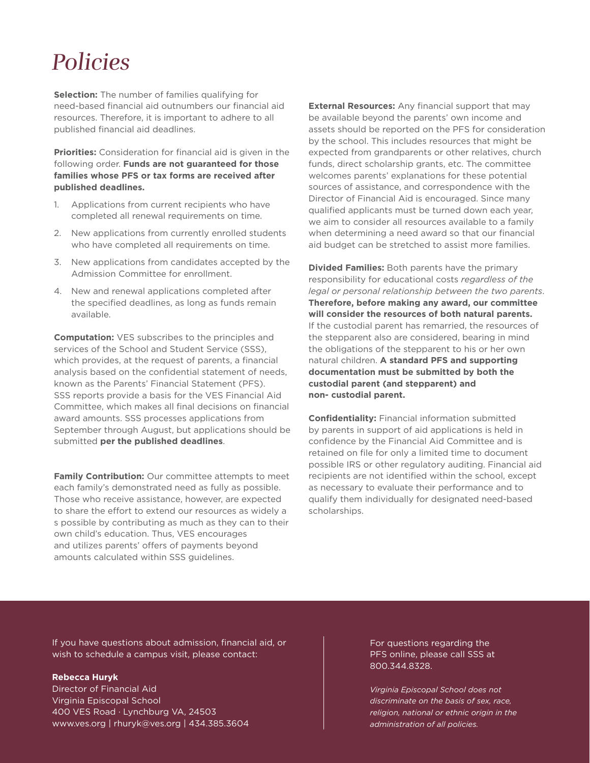# Policies

**Selection:** The number of families qualifying for need-based financial aid outnumbers our financial aid resources. Therefore, it is important to adhere to all published financial aid deadlines.

**Priorities:** Consideration for financial aid is given in the following order. **Funds are not guaranteed for those families whose PFS or tax forms are received after published deadlines.**

1. Applications from current recipients who have completed all renewal requirements on time.
2. New applications from currently enrolled students who have completed all requirements on time.
3. New applications from candidates accepted by the Admission Committee for enrollment.
4. New and renewal applications completed after the specified deadlines, as long as funds remain available.

**Computation:** VES subscribes to the principles and services of the School and Student Service (SSS), which provides, at the request of parents, a financial analysis based on the confidential statement of needs, known as the Parents' Financial Statement (PFS). SSS reports provide a basis for the VES Financial Aid Committee, which makes all final decisions on financial award amounts. SSS processes applications from September through August, but applications should be submitted **per the published deadlines**.

**Family Contribution:** Our committee attempts to meet each family's demonstrated need as fully as possible. Those who receive assistance, however, are expected to share the effort to extend our resources as widely a s possible by contributing as much as they can to their own child's education. Thus, VES encourages and utilizes parents' offers of payments beyond amounts calculated within SSS guidelines.

**External Resources:** Any financial support that may be available beyond the parents' own income and assets should be reported on the PFS for consideration by the school. This includes resources that might be expected from grandparents or other relatives, church funds, direct scholarship grants, etc. The committee welcomes parents' explanations for these potential sources of assistance, and correspondence with the Director of Financial Aid is encouraged. Since many qualified applicants must be turned down each year, we aim to consider all resources available to a family when determining a need award so that our financial aid budget can be stretched to assist more families.

**Divided Families:** Both parents have the primary responsibility for educational costs *regardless of the legal or personal relationship between the two parents*. **Therefore, before making any award, our committee will consider the resources of both natural parents.** If the custodial parent has remarried, the resources of the stepparent also are considered, bearing in mind the obligations of the stepparent to his or her own natural children. **A standard PFS and supporting documentation must be submitted by both the custodial parent (and stepparent) and non- custodial parent.**

**Confidentiality:** Financial information submitted by parents in support of aid applications is held in confidence by the Financial Aid Committee and is retained on file for only a limited time to document possible IRS or other regulatory auditing. Financial aid recipients are not identified within the school, except as necessary to evaluate their performance and to qualify them individually for designated need-based scholarships.

If you have questions about admission, financial aid, or wish to schedule a campus visit, please contact:

**Rebecca Huryk**
Director of Financial Aid
Virginia Episcopal School
400 VES Road · Lynchburg VA, 24503
www.ves.org | rhuryk@ves.org | 434.385.3604

For questions regarding the PFS online, please call SSS at 800.344.8328.

*Virginia Episcopal School does not discriminate on the basis of sex, race, religion, national or ethnic origin in the administration of all policies.*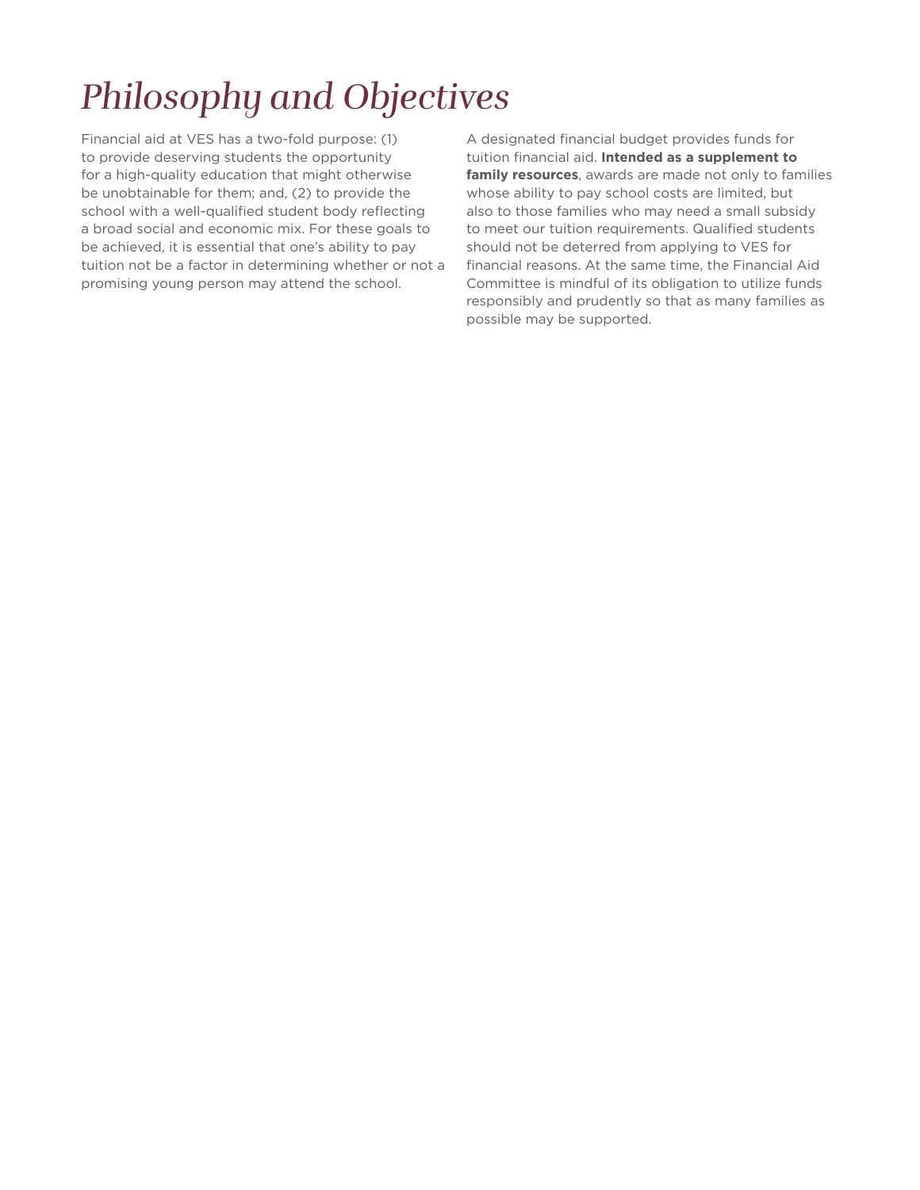# *Philosophy and Objectives*

Financial aid at VES has a two-fold purpose: (1) to provide deserving students the opportunity for a high-quality education that might otherwise be unobtainable for them; and, (2) to provide the school with a well-qualified student body reflecting a broad social and economic mix. For these goals to be achieved, it is essential that one's ability to pay tuition not be a factor in determining whether or not a promising young person may attend the school.

A designated financial budget provides funds for tuition financial aid. **Intended as a supplement to family resources**, awards are made not only to families whose ability to pay school costs are limited, but also to those families who may need a small subsidy to meet our tuition requirements. Qualified students should not be deterred from applying to VES for financial reasons. At the same time, the Financial Aid Committee is mindful of its obligation to utilize funds responsibly and prudently so that as many families as possible may be supported.